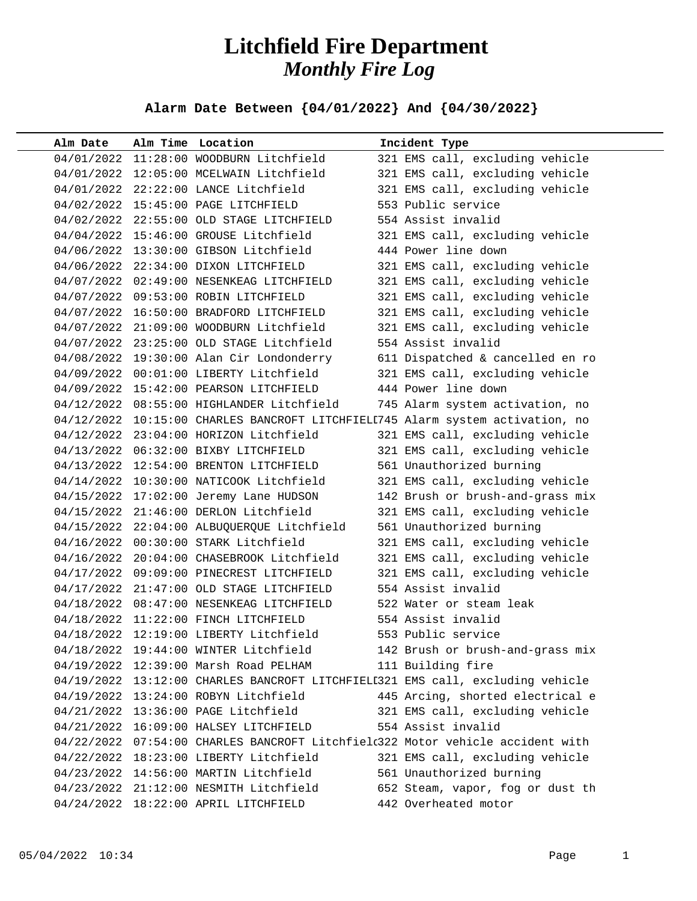# Litchfield Fire Department
## *Monthly Fire Log*

**Alarm Date Between {04/01/2022} And {04/30/2022}**

| Alm Date | Alm Time | Location | Incident Type |
|---|---|---|---|
| 04/01/2022 | 11:28:00 | WOODBURN Litchfield | 321 EMS call, excluding vehicle |
| 04/01/2022 | 12:05:00 | MCELWAIN Litchfield | 321 EMS call, excluding vehicle |
| 04/01/2022 | 22:22:00 | LANCE Litchfield | 321 EMS call, excluding vehicle |
| 04/02/2022 | 15:45:00 | PAGE LITCHFIELD | 553 Public service |
| 04/02/2022 | 22:55:00 | OLD STAGE LITCHFIELD | 554 Assist invalid |
| 04/04/2022 | 15:46:00 | GROUSE Litchfield | 321 EMS call, excluding vehicle |
| 04/06/2022 | 13:30:00 | GIBSON Litchfield | 444 Power line down |
| 04/06/2022 | 22:34:00 | DIXON LITCHFIELD | 321 EMS call, excluding vehicle |
| 04/07/2022 | 02:49:00 | NESENKEAG LITCHFIELD | 321 EMS call, excluding vehicle |
| 04/07/2022 | 09:53:00 | ROBIN LITCHFIELD | 321 EMS call, excluding vehicle |
| 04/07/2022 | 16:50:00 | BRADFORD LITCHFIELD | 321 EMS call, excluding vehicle |
| 04/07/2022 | 21:09:00 | WOODBURN Litchfield | 321 EMS call, excluding vehicle |
| 04/07/2022 | 23:25:00 | OLD STAGE Litchfield | 554 Assist invalid |
| 04/08/2022 | 19:30:00 | Alan Cir Londonderry | 611 Dispatched & cancelled en ro |
| 04/09/2022 | 00:01:00 | LIBERTY Litchfield | 321 EMS call, excluding vehicle |
| 04/09/2022 | 15:42:00 | PEARSON LITCHFIELD | 444 Power line down |
| 04/12/2022 | 08:55:00 | HIGHLANDER Litchfield | 745 Alarm system activation, no |
| 04/12/2022 | 10:15:00 | CHARLES BANCROFT LITCHFIELD | 745 Alarm system activation, no |
| 04/12/2022 | 23:04:00 | HORIZON Litchfield | 321 EMS call, excluding vehicle |
| 04/13/2022 | 06:32:00 | BIXBY LITCHFIELD | 321 EMS call, excluding vehicle |
| 04/13/2022 | 12:54:00 | BRENTON LITCHFIELD | 561 Unauthorized burning |
| 04/14/2022 | 10:30:00 | NATICOOK Litchfield | 321 EMS call, excluding vehicle |
| 04/15/2022 | 17:02:00 | Jeremy Lane HUDSON | 142 Brush or brush-and-grass mix |
| 04/15/2022 | 21:46:00 | DERLON Litchfield | 321 EMS call, excluding vehicle |
| 04/15/2022 | 22:04:00 | ALBUQUERQUE Litchfield | 561 Unauthorized burning |
| 04/16/2022 | 00:30:00 | STARK Litchfield | 321 EMS call, excluding vehicle |
| 04/16/2022 | 20:04:00 | CHASEBROOK Litchfield | 321 EMS call, excluding vehicle |
| 04/17/2022 | 09:09:00 | PINECREST LITCHFIELD | 321 EMS call, excluding vehicle |
| 04/17/2022 | 21:47:00 | OLD STAGE LITCHFIELD | 554 Assist invalid |
| 04/18/2022 | 08:47:00 | NESENKEAG LITCHFIELD | 522 Water or steam leak |
| 04/18/2022 | 11:22:00 | FINCH LITCHFIELD | 554 Assist invalid |
| 04/18/2022 | 12:19:00 | LIBERTY Litchfield | 553 Public service |
| 04/18/2022 | 19:44:00 | WINTER Litchfield | 142 Brush or brush-and-grass mix |
| 04/19/2022 | 12:39:00 | Marsh Road PELHAM | 111 Building fire |
| 04/19/2022 | 13:12:00 | CHARLES BANCROFT LITCHFIELD | 321 EMS call, excluding vehicle |
| 04/19/2022 | 13:24:00 | ROBYN Litchfield | 445 Arcing, shorted electrical e |
| 04/21/2022 | 13:36:00 | PAGE Litchfield | 321 EMS call, excluding vehicle |
| 04/21/2022 | 16:09:00 | HALSEY LITCHFIELD | 554 Assist invalid |
| 04/22/2022 | 07:54:00 | CHARLES BANCROFT Litchfield | 322 Motor vehicle accident with |
| 04/22/2022 | 18:23:00 | LIBERTY Litchfield | 321 EMS call, excluding vehicle |
| 04/23/2022 | 14:56:00 | MARTIN Litchfield | 561 Unauthorized burning |
| 04/23/2022 | 21:12:00 | NESMITH Litchfield | 652 Steam, vapor, fog or dust th |
| 04/24/2022 | 18:22:00 | APRIL LITCHFIELD | 442 Overheated motor |

05/04/2022 10:34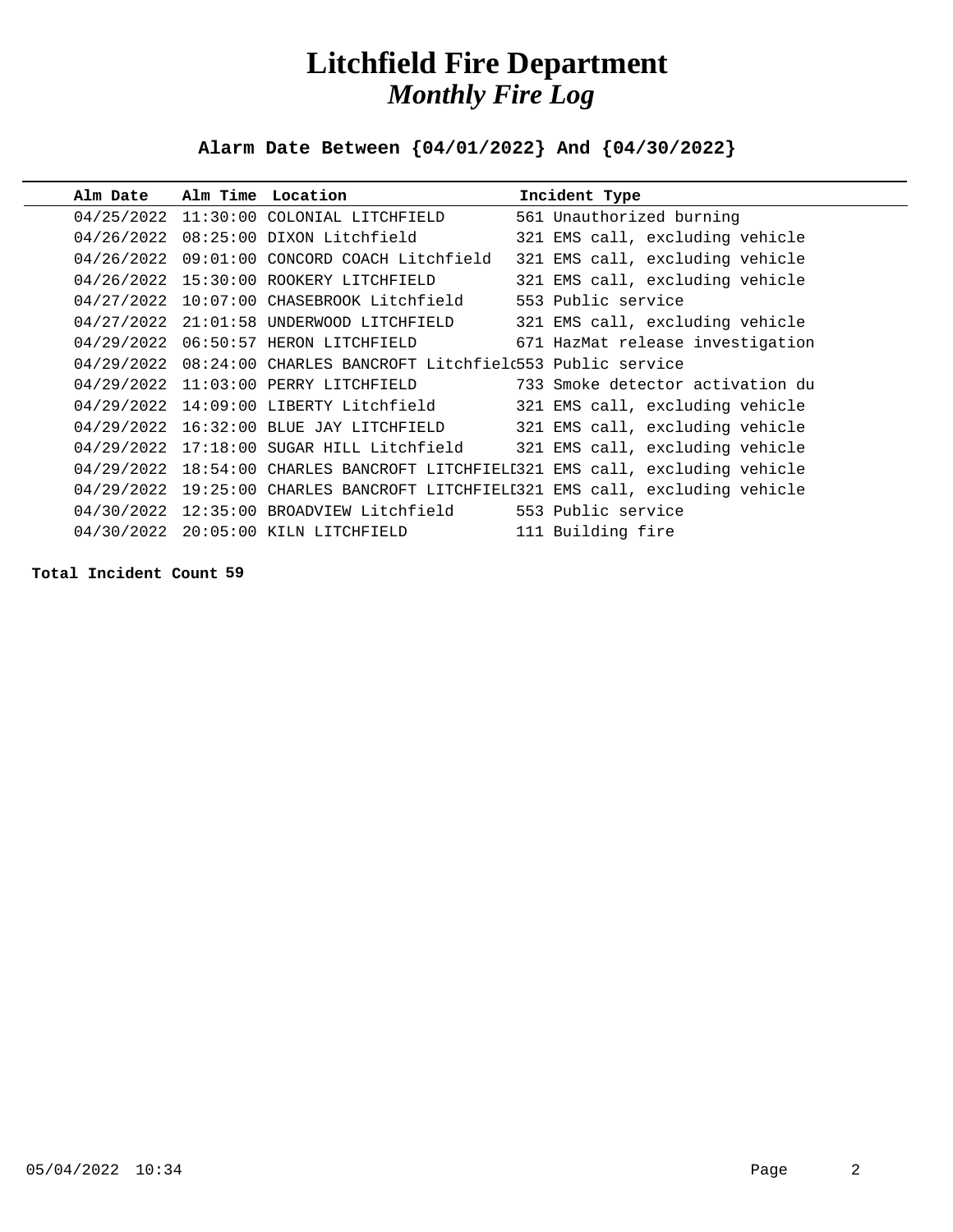# Litchfield Fire Department

## *Monthly Fire Log*

**Alarm Date Between {04/01/2022} And {04/30/2022}**

| Alm Date | Alm Time | Location | Incident Type |
|---|---|---|---|
| 04/25/2022 | 11:30:00 | COLONIAL LITCHFIELD | 561 Unauthorized burning |
| 04/26/2022 | 08:25:00 | DIXON Litchfield | 321 EMS call, excluding vehicle |
| 04/26/2022 | 09:01:00 | CONCORD COACH Litchfield | 321 EMS call, excluding vehicle |
| 04/26/2022 | 15:30:00 | ROOKERY LITCHFIELD | 321 EMS call, excluding vehicle |
| 04/27/2022 | 10:07:00 | CHASEBROOK Litchfield | 553 Public service |
| 04/27/2022 | 21:01:58 | UNDERWOOD LITCHFIELD | 321 EMS call, excluding vehicle |
| 04/29/2022 | 06:50:57 | HERON LITCHFIELD | 671 HazMat release investigation |
| 04/29/2022 | 08:24:00 | CHARLES BANCROFT Litchfiel( | 553 Public service |
| 04/29/2022 | 11:03:00 | PERRY LITCHFIELD | 733 Smoke detector activation du |
| 04/29/2022 | 14:09:00 | LIBERTY Litchfield | 321 EMS call, excluding vehicle |
| 04/29/2022 | 16:32:00 | BLUE JAY LITCHFIELD | 321 EMS call, excluding vehicle |
| 04/29/2022 | 17:18:00 | SUGAR HILL Litchfield | 321 EMS call, excluding vehicle |
| 04/29/2022 | 18:54:00 | CHARLES BANCROFT LITCHFIEL[ | 321 EMS call, excluding vehicle |
| 04/29/2022 | 19:25:00 | CHARLES BANCROFT LITCHFIEL[ | 321 EMS call, excluding vehicle |
| 04/30/2022 | 12:35:00 | BROADVIEW Litchfield | 553 Public service |
| 04/30/2022 | 20:05:00 | KILN LITCHFIELD | 111 Building fire |

**Total Incident Count 59**

05/04/2022 10:34